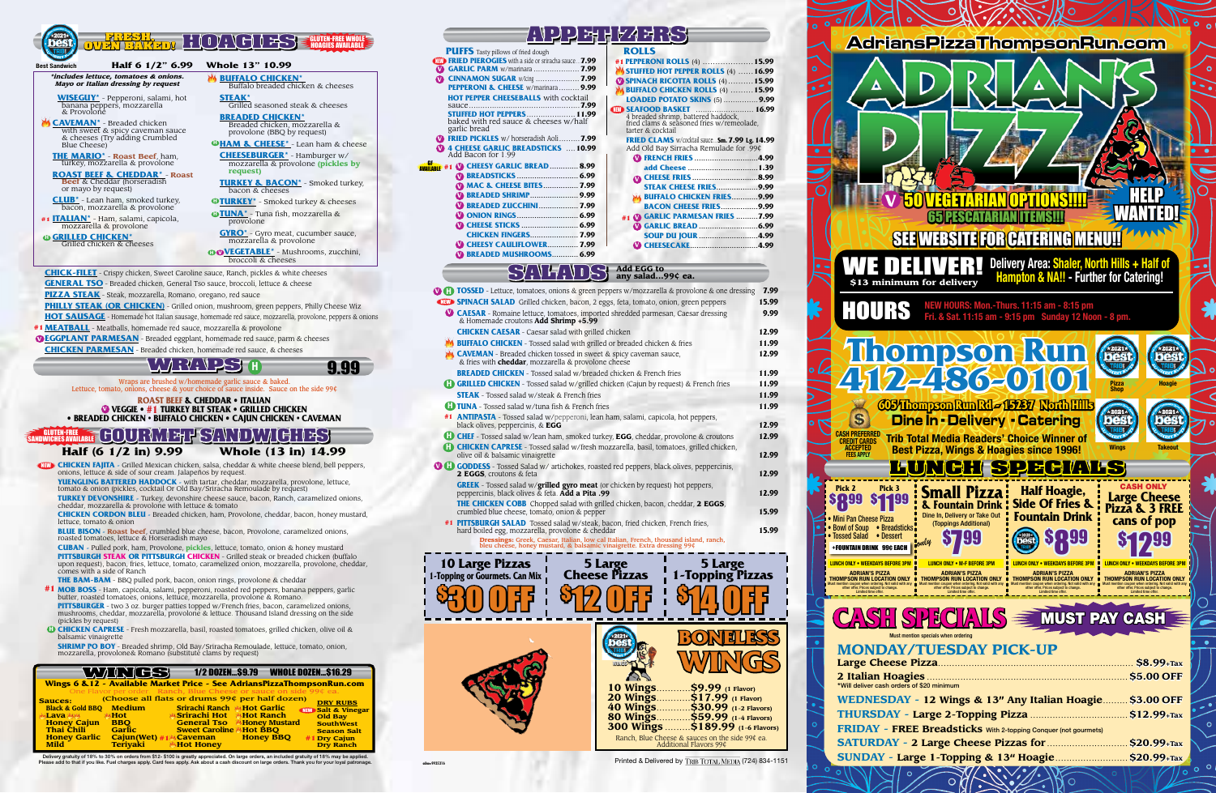# Fresh, Oven Baked! HOAGIES

2021 Best of the Trib — Best Sandwich

GLUTEN-FREE WHOLE HOAGIES AVAILABLE

**Half 6 1/2" 6.99 — Whole 13" 10.99**

*includes lettuce, tomatoes & onions. Mayo or Italian dressing by request*

- **WISEGUY*** - Pepperoni, salami, hot banana peppers, mozzarella & Provolone
- **CAVEMAN*** - Breaded chicken with sweet & spicy caveman sauce & cheeses (Try adding Crumbled Blue Cheese)
- **THE MARIO*** - Roast Beef, ham, turkey, mozzarella & provolone
- **ROAST BEEF & CHEDDAR*** - Roast Beef & Cheddar (horseradish or mayo by request)
- **CLUB*** - Lean ham, smoked turkey, bacon, mozzarella & provolone
- #1 **ITALIAN*** - Ham, salami, capicola, mozzarella & provolone
- **GRILLED CHICKEN*** Grilled chicken & cheeses
- **BUFFALO CHICKEN*** Buffalo breaded chicken & cheeses
- **STEAK*** Grilled seasoned steak & cheeses
- **BREADED CHICKEN*** Breaded chicken, mozzarella & provolone cheese (BBQ by request)
- **HAM & CHEESE*** - Lean ham & cheese
- **CHEESEBURGER*** - Hamburger w/ mozzarella & provolone (pickles by request)
- **TURKEY & BACON*** - Smoked turkey, bacon & cheeses
- **TURKEY*** - Smoked turkey & cheeses
- **TUNA*** - Tuna fish, mozzarella & provolone
- **GYRO*** - Gyro meat, cucumber sauce, mozzarella & provolone
- **VEGETABLE*** - Mushrooms, zucchini, broccoli & cheeses
- **CHICK-FILET** - Crispy chicken, Sweet Caroline sauce, Ranch, pickles & white cheeses
- **GENERAL TSO** - Breaded chicken, General Tso sauce, broccoli, lettuce & cheese
- **PIZZA STEAK** - Steak, mozzarella, Romano, oregano, red sauce
- **PHILLY STEAK (OR CHICKEN)** - Grilled onion, mushroom, green peppers, Philly Cheese Wiz
- **HOT SAUSAGE** - Homemade hot Italian sausage, homemade red sauce, mozzarella, provolone, peppers & onions
- #1 **MEATBALL** - Meatballs, homemade red sauce, mozzarella & provolone
- **EGGPLANT PARMESAN** - Breaded eggplant, homemade red sauce, parm & cheeses
- **CHICKEN PARMESAN** - Breaded chicken, homemade red sauce, & cheeses

# WRAPS — 9.99

Wraps are brushed w/homemade garlic sauce & baked. Lettuce, tomato, onions, cheese & your choice of sauce inside. Sauce on the side 99¢

**ROAST BEEF & CHEDDAR • ITALIAN • VEGGIE • #1 TURKEY BLT STEAK • GRILLED CHICKEN • BREADED CHICKEN • BUFFALO CHICKEN • CAJUN CHICKEN • CAVEMAN**

# GOURMET SANDWICHES

GLUTEN-FREE SANDWICHES AVAILABLE

**Half (6 1/2 in) 9.99 — Whole (13 in) 14.99**

- NEW **CHICKEN FAJITA** - Grilled Mexican chicken, salsa, cheddar & white cheese blend, bell peppers, onions, lettuce & side of sour cream. Jalapeños by request
- **YUENGLING BATTERED HADDOCK** - with tartar, cheddar, mozzarella, provolone, lettuce, tomato & onion (pickles, cocktail Or Old Bay/Sriracha Remoulade by request)
- **TURKEY DEVONSHIRE** - Turkey, devonshire cheese sauce, bacon, Ranch, caramelized onions, cheddar, mozzarella & provolone with lettuce & tomato
- **CHICKEN CORDON BLEU** - Breaded chicken, ham, Provolone, cheddar, honey mustard, lettuce, tomato & onion
- **BLUE BISON** - Roast beef, crumbled blue cheese, bacon, Provolone, caramelized onions, roasted tomatoes, lettuce & Horseradish mayo
- **CUBAN** - Pulled pork, ham, Provolone, pickles, lettuce, tomato, onion & honey mustard
- **PITTSBURGH STEAK OR PITTSBURGH CHICKEN** - Grilled steak or breaded chicken (buffalo upon request), bacon, fries, lettuce, tomato, caramelized onion, mozzarella, provolone, cheddar, comes with a side of Ranch
- **THE BAM-BAM** - BBQ pulled pork, bacon, onion rings, provolone & cheddar
- #1 **MOB BOSS** - Ham, capicola, salami, pepperoni, roasted red peppers, banana peppers, garlic butter, roasted tomatoes, onions, lettuce, mozzarella, provolone & Romano
- **PITTSBURGER** - two 3 oz. burger patties topped w/French fries, bacon, caramelized onions, mushrooms, cheddar, mozzarella, provolone & lettuce. Thousand Island dressing on the side (pickles by request)
- **CHICKEN CAPRESE** - Fresh mozzarella, basil, roasted tomatoes, grilled chicken, olive oil & balsamic vinaigrette
- **SHRIMP PO BOY** - Breaded shrimp, Old Bay/Sriracha Remoulade, lettuce, tomato, onion, mozzarella, provolone& Romano (substitute clams by request)

# WINGS — 1/2 DOZEN...$9.79 — WHOLE DOZEN...$16.29

**Wings 6 & 12 - Available Market Price - See AdriansPizzaThompsonRun.com**

One Flavor per order. Ranch, Blue Cheese or sauce on side 99¢ ea.

**Sauces:** (Choose all flats or drums 99¢ per half dozen)

| | | | | |
|---|---|---|---|---|
| Black & Gold BBQ | Medium | Sriracha Ranch | Hot Garlic | **DRY RUBS** |
| Lava | Hot | Sriracha Hot | Hot Ranch | NEW Salt & Vinegar |
| Honey Cajun | BBQ | General Tso | Honey Mustard | Old Bay |
| Thai Chili | Garlic | Sweet Caroline | Hot BBQ | SouthWest |
| Honey Garlic | Cajun(Wet) | #1 Caveman | Honey BBQ | Season Salt |
| Mild | Teriyaki | Hot Honey | | #1 Dry Cajun |
| | | | | Dry Ranch |

Delivery gratuity of 18% to 30% on orders from $12- $100 is greatly appreciated. On large orders, an included gratuity of 18% may be applied. Please add to that if you like. Fuel charges apply. Card fees apply. Ask about a cash discount on large orders. Thank you for your loyal patronage.

# APPETIZERS

## PUFFS
Tasty pillows of fried dough

- NEW **FRIED PIEROGIES** with a side or sriracha sauce .. 7.99
- **GARLIC PARM** w/marinara .......... 7.99
- **CINNAMON SUGAR** w/icing .......... 7.99
- **PEPPERONI & CHEESE** w/marinara .......... 9.99
- **HOT PEPPER CHEESEBALLS** with cocktail sauce .......... 7.99
- **STUFFED HOT PEPPERS** .......... 11.99 baked with red sauce & cheeses w/half garlic bread
- **FRIED PICKLES** w/ horseradish Aoli .......... 7.99
- **4 CHEESE GARLIC BREADSTICKS** .... 10.99 Add Bacon for 1.99
- GF AVAILABLE #1 **CHEESY GARLIC BREAD** .......... 8.99
- **BREADSTICKS** .......... 6.99
- **MAC & CHEESE BITES** .......... 7.99
- **BREADED SHRIMP** .......... 9.99
- **BREADED ZUCCHINI** .......... 7.99
- **ONION RINGS** .......... 6.99
- **CHEESE STICKS** .......... 6.99
- **CHICKEN FINGERS** .......... 7.99
- **CHEESY CAULIFLOWER** .......... 7.99
- **BREADED MUSHROOMS** .......... 6.99

## ROLLS

- #1 **PEPPERONI ROLLS** (4) .......... 15.99
- **STUFFED HOT PEPPER ROLLS** (4) .......... 16.99
- **SPINACH RICOTTA ROLLS** (4) .......... 15.99
- **BUFFALO CHICKEN ROLLS** (4) .......... 15.99
- **LOADED POTATO SKINS** (5) .......... 9.99
- NEW **SEAFOOD BASKET** .......... 16.99 4 breaded shrimp, battered haddock, fried clams & seasoned fries w/remoulade, tarter & cocktail
- **FRIED CLAMS** w/cocktail sauce.. Sm. 7.99 Lg. 14.99 Add Old Bay Sirracha Remulade for 99¢
- **FRENCH FRIES** .......... 4.99
- add Cheese .......... 1.39
- **CHEESE FRIES** .......... 8.99
- **STEAK CHEESE FRIES** .......... 9.99
- **BUFFALO CHICKEN FRIES** .......... 9.99
- **BACON CHEESE FRIES** .......... 9.99
- #1 **GARLIC PARMESAN FRIES** .......... 7.99
- **GARLIC BREAD** .......... 6.99
- **SOUP DU JOUR** .......... 4.99
- **CHEESECAKE** .......... 4.99

# SALADS

Add EGG to any salad...99¢ ea.

- **TOSSED** - Lettuce, tomatoes, onions & green peppers w/mozzarella & provolone & one dressing .. 7.99
- NEW **SPINACH SALAD** Grilled chicken, bacon, 2 eggs, feta, tomato, onion, green peppers .. 15.99
- **CAESAR** - Romaine lettuce, tomatoes, imported shredded parmesan, Caesar dressing & Homemade croutons **Add Shrimp +5.99** .. 9.99
- **CHICKEN CAESAR** - Caesar salad with grilled chicken .. 12.99
- **BUFFALO CHICKEN** - Tossed salad with grilled or breaded chicken & fries .. 11.99
- **CAVEMAN** - Breaded chicken tossed in sweet & spicy caveman sauce, & fries with **cheddar**, mozzarella & provolone cheese .. 12.99
- **BREADED CHICKEN** - Tossed salad w/breaded chicken & French fries .. 11.99
- **GRILLED CHICKEN** - Tossed salad w/grilled chicken (Cajun by request) & French fries .. 11.99
- **STEAK** - Tossed salad w/steak & French fries .. 11.99
- **TUNA** - Tossed salad w/tuna fish & French fries .. 11.99
- #1 **ANTIPASTA** - Tossed salad w/pepperoni, lean ham, salami, capicola, hot peppers, black olives, pepperoncinis, & **EGG** .. 12.99
- **CHEF** - Tossed salad w/lean ham, smoked turkey, **EGG**, cheddar, provolone & croutons .. 12.99
- **CHICKEN CAPRESE** - Tossed salad w/fresh mozzarella, basil, tomatoes, grilled chicken, olive oil & balsamic vinaigrette .. 12.99
- **GODDESS** - Tossed salad w/ artichokes, roasted red peppers, black olives, pepperoncinis, **2 EGGS**, croutons & feta .. 12.99
- **GREEK** - Tossed salad w/**grilled gyro meat** (or chicken by request) hot peppers, pepperoncinis, black olives & feta. **Add a Pita .99** .. 12.99
- **THE CHICKEN COBB** Chopped salad with grilled chicken, bacon, cheddar, **2 EGGS**, crumbled blue cheese, tomato, onion & pepper .. 15.99
- #1 **PITTSBURGH SALAD** Tossed salad w/steak, bacon, fried chicken, French fries, hard boiled egg, mozzarella, provolone & cheddar .. 15.99

**Dressings:** Greek, Caesar, Italian, low cal Italian, French, thousand island, ranch, blue cheese, honey mustard, & balsamic vinaigrette. Extra dressing 99¢

| 10 Large Pizzas 1-Topping or Gourmets. Can Mix | 5 Large Cheese Pizzas | 5 Large 1-Topping Pizzas |
|---|---|---|
| $30 OFF | $12 OFF | $14 OFF |

# BONELESS WINGS

- 10 Wings .......... $9.99 (1 Flavor)
- 20 Wings .......... $17.99 (1 Flavor)
- 40 Wings .......... $30.99 (1-2 Flavors)
- 80 Wings .......... $59.99 (1-4 Flavors)
- 300 Wings .......... $189.99 (1-6 Flavors)

Ranch, Blue Cheese & sauces on the side 99¢ ea. Additional Flavors 99¢

Printed & Delivered by TRIB TOTAL MEDIA (724) 834-1151

# AdriansPizzaThompsonRun.com

# ADRIAN'S PIZZA

**50 VEGETARIAN OPTIONS!!!! — 65 PESCATARIAN ITEMS!!!**

**HELP WANTED!**

**SEE WEBSITE FOR CATERING MENU!!**

## WE DELIVER!
$13 minimum for delivery

Delivery Area: Shaler, North Hills + Half of Hampton & NA!! - Further for Catering!

## HOURS
NEW HOURS: Mon.-Thurs. 11:15 am - 8:15 pm
Fri. & Sat. 11:15 am - 9:15 pm Sunday 12 Noon - 8 pm.

## Thompson Run 412-486-0101

2021 Best of the Trib: Pizza Shop, Hoagie, Wings, Takeout

**605 Thompson Run Rd • 15237 North Hills**

**Dine In • Delivery • Catering**

CASH PREFERRED. CREDIT CARDS ACCEPTED. FEES APPLY

**Trib Total Media Readers' Choice Winner of Best Pizza, Wings & Hoagies since 1996!**

# LUNCH SPECIALS

- **Pick 2 $8.99 / Pick 3 $11.99** • Mini Pan Cheese Pizza • Bowl of Soup • Breadsticks • Tossed Salad • Dessert • +FOUNTAIN DRINK 99¢ EACH — LUNCH ONLY • WEEKDAYS BEFORE 3PM
- **Small Pizza & Fountain Drink** Dine In, Delivery or Take Out (Toppings Additional) **$7.99** — LUNCH ONLY • M-F BEFORE 3PM
- **Half Hoagie, Side Of Fries & Fountain Drink $8.99** — LUNCH ONLY • WEEKDAYS BEFORE 3PM
- **CASH ONLY — Large Cheese Pizza & 3 FREE cans of pop $12.99** — LUNCH ONLY • WEEKDAYS BEFORE 3PM

ADRIAN'S PIZZA THOMPSON RUN LOCATION ONLY. Must mention coupon when ordering. Not valid with any other offer. Prices subject to change. Limited time offer.

# CASH SPECIALS — MUST PAY CASH

Must mention specials when ordering

## MONDAY/TUESDAY PICK-UP

- Large Cheese Pizza .......... $8.99+Tax
- 2 Italian Hoagies .......... $5.00 OFF

*Will deliver cash orders of $20 minimum

- **WEDNESDAY** - 12 Wings & 13" Any Italian Hoagie .......... $3.00 OFF
- **THURSDAY** - Large 2-Topping Pizza .......... $12.99+Tax
- **FRIDAY** - FREE Breadsticks With 2-topping Coupon (not gourmets)
- **SATURDAY** - 2 Large Cheese Pizzas for .......... $20.99+Tax
- **SUNDAY** - Large 1-Topping & 13" Hoagie .......... $20.99+Tax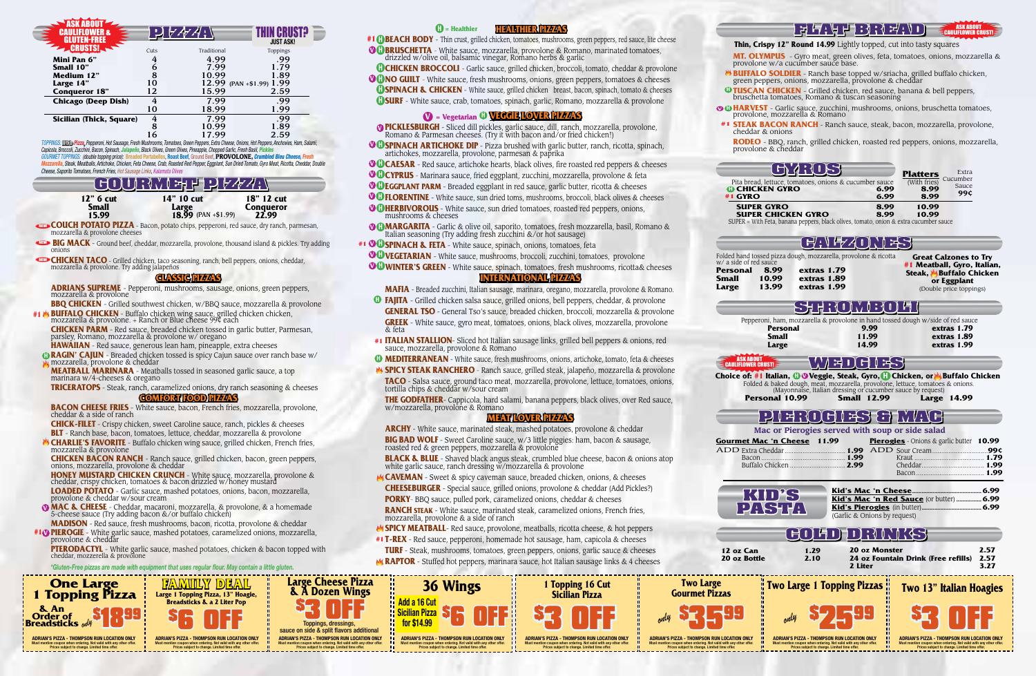ASK ABOUT CAULIFLOWER & GLUTEN-FREE CRUSTS!

## PIZZA

THIN CRUST? JUST ASK!

| | Cuts | Traditional | Toppings |
|---|---|---|---|
| Mini Pan 6" | 4 | 4.99 | .99 |
| Small 10" | 6 | 7.99 | 1.79 |
| Medium 12" | 8 | 10.99 | 1.89 |
| Large 14" | 10 | 12.99 (PAN +$1.99) | 1.99 |
| Conqueror 18" | 12 | 15.99 | 2.59 |
| Chicago (Deep Dish) | 4 | 7.99 | .99 |
| | 10 | 18.99 | 1.99 |
| Sicilian (Thick, Square) | 4 | 7.99 | .99 |
| | 8 | 10.99 | 1.89 |
| | 16 | 17.99 | 2.59 |

TOPPINGS: NEW Pizza, Pepperoni, Hot Sausage, Fresh Mushrooms, Tomatoes, Green Peppers, Extra Cheese, Onions, Hot Peppers, Anchovies, Ham, Salami, Capicola, Broccoli, Zucchini, Bacon, Spinach, Jalapeño, Black Olives, Green Olives, Pineapple, Chopped Garlic, Fresh Basil, Pickles
GOURMET TOPPINGS: (double topping price): Breaded Portabellos, Roast Beef, Ground Beef, PROVOLONE, Crumbled Bleu Cheese, Fresh Mozzarella, Steak, Meatballs, Artichoke, Chicken, Feta Cheese, Crab, Roasted Red Pepper, Eggplant, Sun Dried Tomato, Gyro Meat, Ricotta, Cheddar, Double Cheese, Saporito Tomatoes, French Fries, Hot Sausage Links, Kalamata Olives

## GOURMET PIZZA

| 12" 6 cut Small | 14" 10 cut Large | 18" 12 cut Conqueror |
|---|---|---|
| 15.99 | 18.99 (PAN +$1.99) | 22.99 |

**NEW COUCH POTATO PIZZA** - Bacon, potato chips, pepperoni, red sauce, dry ranch, parmesan, mozzarella & provolone cheeses

**NEW BIG MACK** - Ground beef, cheddar, mozzarella, provolone, thousand island & pickles. Try adding onions

**NEW CHICKEN TACO** - Grilled chicken, taco seasoning, ranch, bell peppers, onions, cheddar, mozzarella & provolone. Try adding jalapeños

### CLASSIC PIZZAS

**ADRIANS SUPREME** - Pepperoni, mushrooms, sausage, onions, green peppers, mozzarella & provolone

**BBQ CHICKEN** - Grilled southwest chicken, w/BBQ sauce, mozzarella & provolone

#1 **BUFFALO CHICKEN** - Buffalo chicken wing sauce, grilled chicken chicken, mozzarella & provolone. + Ranch or Blue cheese 99¢ each

**CHICKEN PARM** - Red sauce, breaded chicken tossed in garlic butter, Parmesan, parsley, Romano, mozzarella & provolone w/ oregano

**HAWAIIAN** - Red sauce, generous lean ham, pineapple, extra cheeses

(H) **RAGIN' CAJUN** - Breaded chicken tossed is spicy Cajun sauce over ranch base w/ mozzarella, provolone & cheddar

**MEATBALL MARINARA** - Meatballs tossed in seasoned garlic sauce, a top marinara w/4-cheeses & oregano

**TRICERATOPS** - Steak, ranch, caramelized onions, dry ranch seasoning & cheeses

### COMFORT FOOD PIZZAS

**BACON CHEESE FRIES** - White sauce, bacon, French fries, mozzarella, provolone, cheddar & a side of ranch

**CHICK-FILET** - Crispy chicken, sweet Caroline sauce, ranch, pickles & cheeses

**BLT** - Ranch base, bacon, tomatoes, lettuce, cheddar, mozzarella & provolone

**CHARLIE'S FAVORITE** - Buffalo chicken wing sauce, grilled chicken, French fries, mozzarella & provolone

**CHICKEN BACON RANCH** - Ranch sauce, grilled chicken, bacon, green peppers, onions, mozzarella, provolone & cheddar

**HONEY MUSTARD CHICKEN CRUNCH** - White sauce, mozzarella, provolone & cheddar, crispy chicken, tomatoes & bacon drizzled w/honey mustard

**LOADED POTATO** - Garlic sauce, mashed potatoes, onions, bacon, mozzarella, provolone & cheddar w/sour cream

(V) **MAC & CHEESE** - Cheddar, macaroni, mozzarella, & provolone, & a homemade 5-cheese sauce (Try adding bacon &/or buffalo chicken)

**MADISON** - Red sauce, fresh mushrooms, bacon, ricotta, provolone & cheddar

#1 (V) **PIEROGIE** - White garlic sauce, mashed potatoes, caramelized onions, mozzarella, provolone & cheddar

**PTERODACTYL** - White garlic sauce, mashed potatoes, chicken & bacon topped with cheddar, mozzerella & provolone

*Gluten-Free pizzas are made with equipment that uses regular flour. May contain a little gluten.

(H) = Healthier

### HEALTHIER PIZZAS

#1 (H) **BEACH BODY** - Thin crust, grilled chicken, tomatoes, mushrooms, green peppers, red sauce, lite cheese

(V)(H) **BRUSCHETTA** - White sauce, mozzarella, provolone & Romano, marinated tomatoes, drizzled w/olive oil, balsamic vinegar, Romano herbs & garlic

(H) **CHICKEN BROCCOLI** - Garlic sauce, grilled chicken, broccoli, tomato, cheddar & provolone

(V)(H) **NO GUILT** - White sauce, fresh mushrooms, onions, green peppers, tomatoes & cheeses

(H) **SPINACH & CHICKEN** - White sauce, grilled chicken breast, bacon, spinach, tomato & cheeses

(H) **SURF** - White sauce, crab, tomatoes, spinach, garlic, Romano, mozzarella & provolone

(V) = Vegetarian (H)

### VEGGIE LOVER PIZZAS

(V) **PICKLESBURGH** - Sliced dill pickles, garlic sauce, dill, ranch, mozzarella, provolone, Romano & Parmesan cheeses. (Try it with bacon and/or fried chicken!)

(V)(H) **SPINACH ARTICHOKE DIP** - Pizza brushed with garlic butter, ranch, ricotta, spinach, artichokes, mozzarella, provolone, parmesan & paprika

(V)(H) **CAESAR** - Red sauce, artichoke hearts, black olives, fire roasted red peppers & cheeses

(V)(H) **CYPRUS** - Marinara sauce, fried eggplant, zucchini, mozzarella, provolone & feta

(V)(H) **EGGPLANT PARM** - Breaded eggplant in red sauce, garlic butter, ricotta & cheeses

(V)(H) **FLORENTINE** - White sauce, sun dried toms, mushrooms, broccoli, black olives & cheeses

(V)(H) **HERBIVOROUS** - White sauce, sun dried tomatoes, roasted red peppers, onions, mushrooms & cheeses

(V)(H) **MARGARITA** - Garlic & olive oil, saporito, tomatoes, fresh mozzarella, basil, Romano & Italian seasoning (Try adding fresh zucchini &/or hot sausage)

#1 (V)(H) **SPINACH & FETA** - White sauce, spinach, onions, tomatoes, feta

(V)(H) **VEGETARIAN** - White sauce, mushrooms, broccoli, zucchini, tomatoes, provolone

(V)(H) **WINTER'S GREEN** - White sauce, spinach, tomatoes, fresh mushrooms, ricotta& cheeses

### INTERNATIONAL PIZZAS

**MAFIA** - Breaded zucchini, Italian sausage, marinara, oregano, mozzarella, provolone & Romano.

(H) **FAJITA** - Grilled chicken salsa sauce, grilled onions, bell peppers, cheddar, & provolone

**GENERAL TSO** - General Tso's sauce, breaded chicken, broccoli, mozzarella & provolone

**GREEK** - White sauce, gyro meat, tomatoes, onions, black olives, mozzarella, provolone & feta

#1 **ITALIAN STALLION**- Sliced hot Italian sausage links, grilled bell peppers & onions, red sauce, mozzarella, provolone & Romano

(H) **MEDITERRANEAN** - White sauce, fresh mushrooms, onion, artichoke, tomato, feta & cheeses

**SPICY STEAK RANCHERO** - Ranch sauce, grilled steak, jalapeño, mozzarella & provolone

**TACO** - Salsa sauce, ground taco meat, mozzarella, provolone, lettuce, tomatoes, onions, tortilla chips & cheddar w/sour cream

**THE GODFATHER**- Cappicola, hard salami, banana peppers, black olives, over Red sauce, w/mozzarella, provolone & Romano

### MEAT LOVER PIZZAS

**ARCHY** - White sauce, marinated steak, mashed potatoes, provolone & cheddar

**BIG BAD WOLF** - Sweet Caroline sauce, w/3 little piggies: ham, bacon & sausage, roasted red & green peppers, mozzarella & provolone

**BLACK & BLUE** - Shaved black angus steak, crumbled blue cheese, bacon & onions atop white garlic sauce, ranch dressing w/mozzarella & provolone

**CAVEMAN** - Sweet & spicy caveman sauce, breaded chicken, onions, & cheeses

**CHEESEBURGER** - Special sauce, grilled onions, provolone & cheddar (Add Pickles?)

**PORKY**- BBQ sauce, pulled pork, caramelized onions, cheddar & cheeses

**RANCH STEAK** - White sauce, marinated steak, caramelized onions, French fries, mozzarella, provolone & a side of ranch

**SPICY MEATBALL**- Red sauce, provolone, meatballs, ricotta cheese, & hot peppers

#1 **T-REX** - Red sauce, pepperoni, homemade hot sausage, ham, capicola & cheeses

**TURF** - Steak, mushrooms, tomatoes, green peppers, onions, garlic sauce & cheeses

**RAPTOR** - Stuffed hot peppers, marinara sauce, hot Italian sausage links & 4 cheeses

## FLAT BREAD

ASK ABOUT CAULIFLOWER CRUST!

Thin, Crispy 12" Round 14.99 Lightly topped, cut into tasty squares

**MT. OLYMPUS** - Gyro meat, green olives, feta, tomatoes, onions, mozzarella & provolone w/a cucumber sauce base.

**BUFFALO SOLDIER** - Ranch base topped w/sriacha, grilled buffalo chicken, green peppers, onions, mozzarella, provolone & cheddar

(H) **TUSCAN CHICKEN** - Grilled chicken, red sauce, banana & bell peppers, bruschetta tomatoes, Romano & tuscan seasoning

(V)(H) **HARVEST** - Garlic sauce, zucchini, mushrooms, onions, bruschetta tomatoes, provolone, mozzarella & Romano

#1 **STEAK BACON RANCH** - Ranch sauce, steak, bacon, mozzarella, provolone, cheddar & onions

**RODEO** - BBQ, ranch, grilled chicken, roasted red peppers, onions, mozzarella, provolone & cheddar

## GYROS

Pita bread, lettuce, tomatoes, onions & cucumber sauce

| | | Platters (With fries) |
|---|---|---|
| (H) CHICKEN GYRO | 6.99 | 8.99 |
| #1 GYRO | 6.99 | 8.99 |
| SUPER GYRO | 8.99 | 10.99 |
| SUPER CHICKEN GYRO | 8.99 | 10.99 |

Extra Cucumber Sauce 99¢

SUPER = With Feta, banana peppers, black olives, tomato, onion & extra cucumber sauce

## CALZONES

Folded hand tossed pizza dough, mozzarella, provolone & ricotta w/ a side of red sauce

| | | |
|---|---|---|
| Personal | 8.99 | extras 1.79 |
| Small | 10.99 | extras 1.89 |
| Large | 13.99 | extras 1.99 |

**Great Calzones to Try**
#1 Meatball, Gyro, Italian, Steak, Buffalo Chicken or Eggplant
(Double price toppings)

## STROMBOLI

Pepperoni, ham, mozzarella & provolone in hand tossed dough w/side of red sauce

| | | |
|---|---|---|
| Personal | 9.99 | extras 1.79 |
| Small | 11.99 | extras 1.89 |
| Large | 14.99 | extras 1.99 |

## WEDGIES

ASK ABOUT CAULIFLOWER CRUST!

Choice of: #1 Italian, (H)(V) Veggie, Steak, Gyro, (H) Chicken, or Buffalo Chicken
Folded & baked dough, meat, mozzarella, provolone, lettuce, tomatoes & onions. (Mayonnaise, Italian dressing or cucumber sauce by request)

Personal 10.99 Small 12.99 Large 14.99

## PIEROGIES & MAC

Mac or Pierogies served with soup or side salad

**Gourmet Mac 'n Cheese** 11.99

| ADD | |
|---|---|
| Extra Cheddar | 1.99 |
| Bacon | 1.99 |
| Buffalo Chicken | 2.99 |

**Pierogies** - Onions & garlic butter 10.99

| ADD | |
|---|---|
| Sour Cream | .99¢ |
| Kraut | 1.79 |
| Cheddar | 1.99 |
| Bacon | 1.99 |

## KID'S PASTA

| | |
|---|---|
| Kid's Mac 'n Cheese | 6.99 |
| Kid's Mac 'n Red Sauce (or butter) | 6.99 |
| Kid's Pierogies (in butter) | 6.99 |

(Garlic & Onions by request)

## COLD DRINKS

| | | | |
|---|---|---|---|
| 12 oz Can | 1.29 | 20 oz Monster | 2.57 |
| 20 oz Bottle | 2.10 | 24 oz Fountain Drink (Free refills) | 2.57 |
| | | 2 Liter | 3.27 |

---

**One Large 1 Topping Pizza & An Order of Breadsticks** only $18.99
ADRIAN'S PIZZA - THOMPSON RUN LOCATION ONLY. Must mention coupon when ordering. Not valid with any other offer. Prices subject to change. Limited time offer.

**FAMILY DEAL** Large 1 Topping Pizza, 13" Hoagie, Breadsticks & a 2 Liter Pop — $6 OFF
ADRIAN'S PIZZA - THOMPSON RUN LOCATION ONLY. Must mention coupon when ordering. Not valid with any other offer. Prices subject to change. Limited time offer.

**Large Cheese Pizza & A Dozen Wings** — $3 OFF
Toppings, dressings, sauce on side & split flavors additional
ADRIAN'S PIZZA - THOMPSON RUN LOCATION ONLY. Must mention coupon when ordering. Not valid with any other offer. Prices subject to change. Limited time offer.

**36 Wings** — $6 OFF
Add a 16 Cut Sicilian Pizza for $14.99
ADRIAN'S PIZZA - THOMPSON RUN LOCATION ONLY. Must mention coupon when ordering. Not valid with any other offer. Prices subject to change. Limited time offer.

**1 Topping 16 Cut Sicilian Pizza** — $3 OFF
ADRIAN'S PIZZA - THOMPSON RUN LOCATION ONLY. Must mention coupon when ordering. Not valid with any other offer. Prices subject to change. Limited time offer.

**Two Large Gourmet Pizzas** only $35.99
ADRIAN'S PIZZA - THOMPSON RUN LOCATION ONLY. Must mention coupon when ordering. Not valid with any other offer. Prices subject to change. Limited time offer.

**Two Large 1 Topping Pizzas** only $25.99
ADRIAN'S PIZZA - THOMPSON RUN LOCATION ONLY. Must mention coupon when ordering. Not valid with any other offer. Prices subject to change. Limited time offer.

**Two 13" Italian Hoagies** — $3 OFF
ADRIAN'S PIZZA - THOMPSON RUN LOCATION ONLY. Must mention coupon when ordering. Not valid with any other offer. Prices subject to change. Limited time offer.